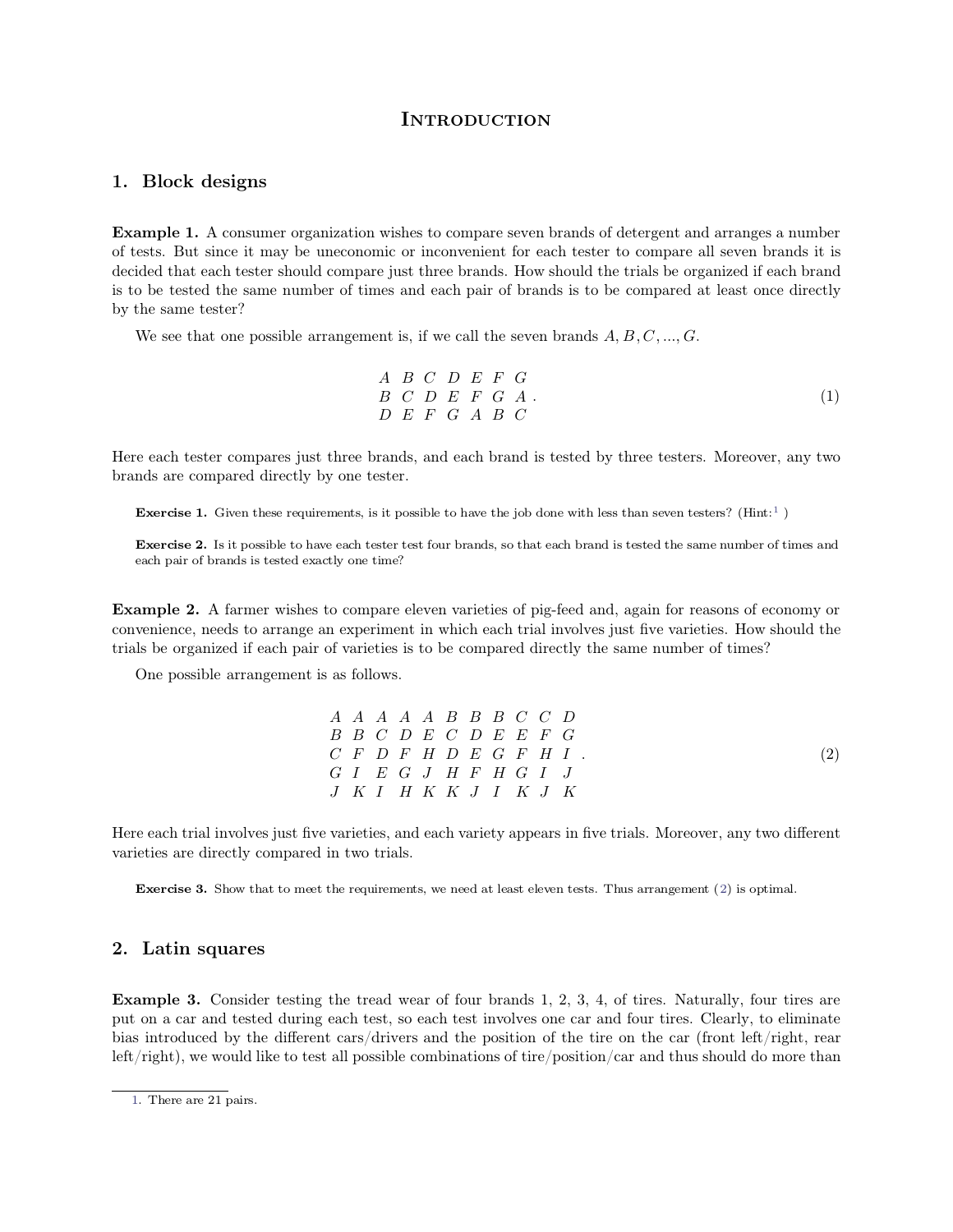# Introduction

## 1. Block designs

**Example 1.** A consumer organization wishes to compare seven brands of detergent and arranges a number of tests. But since it may be uneconomic or inconvenient for each tester to compare all seven brands it is decided that each tester should compare just three brands. How should the trials be organized if each brand is to be tested the same number of times and each pair of brands is to be compared at least once directly by the same tester?

We see that one possible arrangement is, if we call the seven brands $A, B, C, ..., G$.

$$\begin{array}{ccccccc} A & B & C & D & E & F & G \\ B & C & D & E & F & G & A \\ D & E & F & G & A & B & C \end{array}. \tag{1}$$

Here each tester compares just three brands, and each brand is tested by three testers. Moreover, any two brands are compared directly by one tester.

**Exercise 1.** Given these requirements, is it possible to have the job done with less than seven testers? (Hint:[1] )

**Exercise 2.** Is it possible to have each tester test four brands, so that each brand is tested the same number of times and each pair of brands is tested exactly one time?

**Example 2.** A farmer wishes to compare eleven varieties of pig-feed and, again for reasons of economy or convenience, needs to arrange an experiment in which each trial involves just five varieties. How should the trials be organized if each pair of varieties is to be compared directly the same number of times?

One possible arrangement is as follows.

$$\begin{array}{ccccccccccc} A & A & A & A & A & B & B & B & C & C & D \\ B & B & C & D & E & C & D & E & E & F & G \\ C & F & D & F & H & D & E & G & F & H & I \\ G & I & E & G & J & H & F & H & G & I & J \\ J & K & I & H & K & K & J & I & K & J & K \end{array}. \tag{2}$$

Here each trial involves just five varieties, and each variety appears in five trials. Moreover, any two different varieties are directly compared in two trials.

**Exercise 3.** Show that to meet the requirements, we need at least eleven tests. Thus arrangement (2) is optimal.

## 2. Latin squares

**Example 3.** Consider testing the tread wear of four brands 1, 2, 3, 4, of tires. Naturally, four tires are put on a car and tested during each test, so each test involves one car and four tires. Clearly, to eliminate bias introduced by the different cars/drivers and the position of the tire on the car (front left/right, rear left/right), we would like to test all possible combinations of tire/position/car and thus should do more than

[1] There are 21 pairs.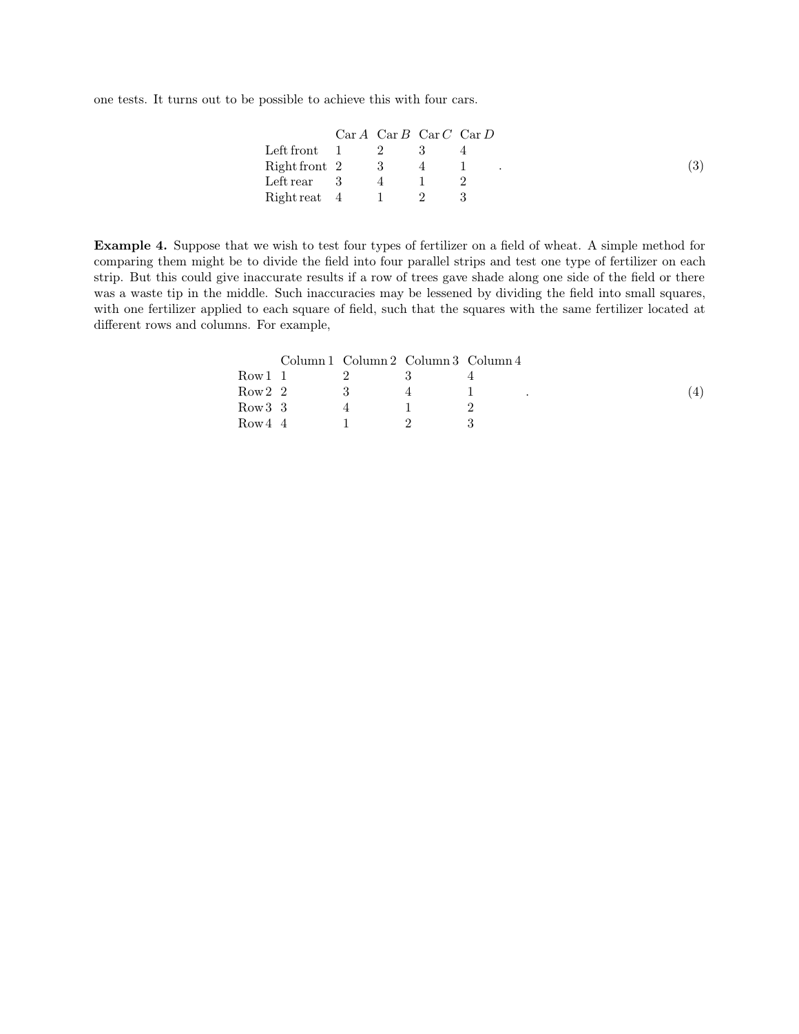one tests. It turns out to be possible to achieve this with four cars.

| | Car $A$ | Car $B$ | Car $C$ | Car $D$ |
|---|---|---|---|---|
| Left front | 1 | 2 | 3 | 4 |
| Right front | 2 | 3 | 4 | 1 |
| Left rear | 3 | 4 | 1 | 2 |
| Right reat | 4 | 1 | 2 | 3 |

(3)

**Example 4.** Suppose that we wish to test four types of fertilizer on a field of wheat. A simple method for comparing them might be to divide the field into four parallel strips and test one type of fertilizer on each strip. But this could give inaccurate results if a row of trees gave shade along one side of the field or there was a waste tip in the middle. Such inaccuracies may be lessened by dividing the field into small squares, with one fertilizer applied to each square of field, such that the squares with the same fertilizer located at different rows and columns. For example,

| | Column 1 | Column 2 | Column 3 | Column 4 |
|---|---|---|---|---|
| Row 1 | 1 | 2 | 3 | 4 |
| Row 2 | 2 | 3 | 4 | 1 |
| Row 3 | 3 | 4 | 1 | 2 |
| Row 4 | 4 | 1 | 2 | 3 |

(4)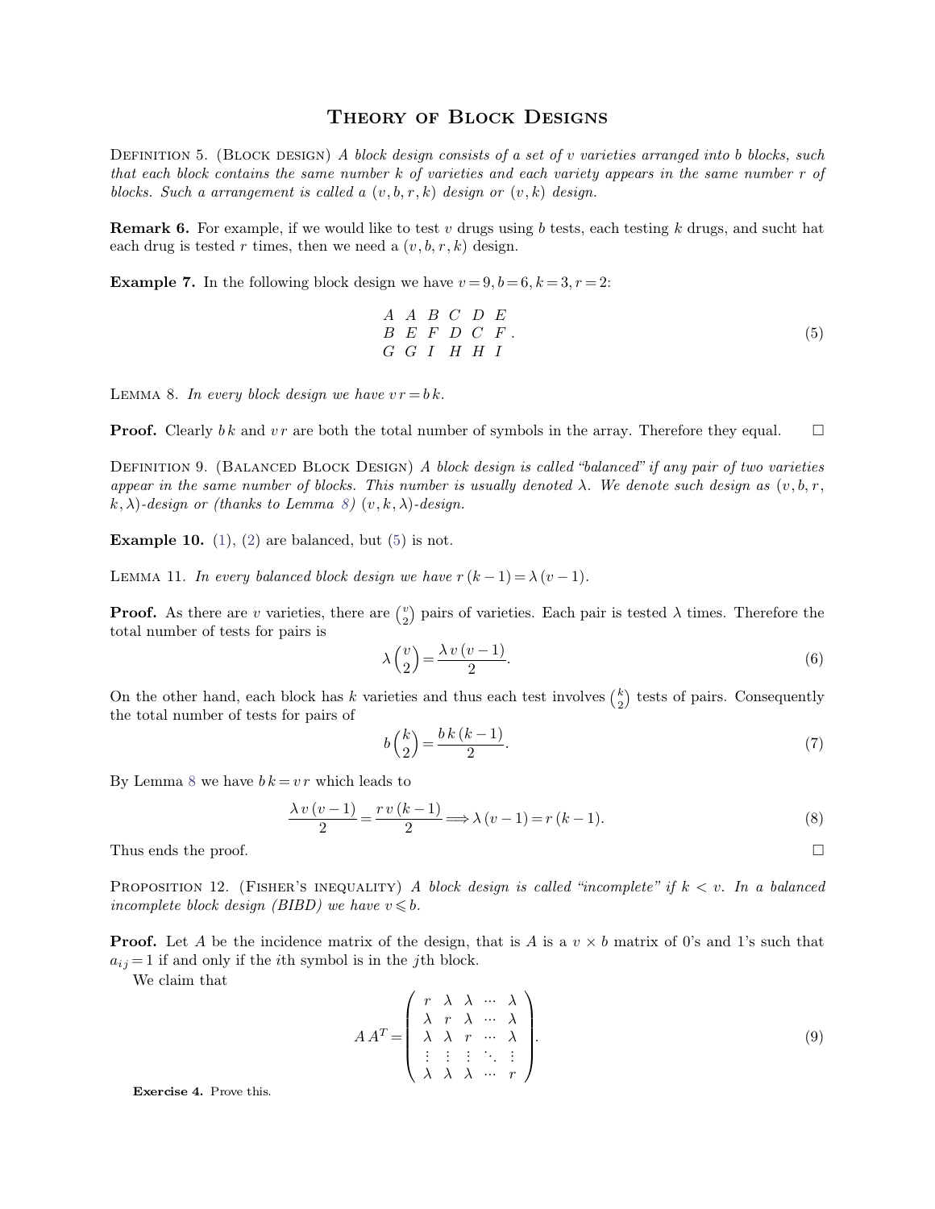# Theory of Block Designs

Definition 5. (Block design) *A block design consists of a set of $v$ varieties arranged into $b$ blocks, such that each block contains the same number $k$ of varieties and each variety appears in the same number $r$ of blocks. Such a arrangement is called a $(v, b, r, k)$ design or $(v, k)$ design.*

**Remark 6.** For example, if we would like to test $v$ drugs using $b$ tests, each testing $k$ drugs, and sucht hat each drug is tested $r$ times, then we need a $(v, b, r, k)$ design.

**Example 7.** In the following block design we have $v = 9, b = 6, k = 3, r = 2$:

$$\begin{array}{cccccc} A & A & B & C & D & E \\ B & E & F & D & C & F \\ G & G & I & H & H & I \end{array}. \tag{5}$$

Lemma 8. *In every block design we have $v r = b k$.*

**Proof.** Clearly $b k$ and $v r$ are both the total number of symbols in the array. Therefore they equal. □

Definition 9. (Balanced Block Design) *A block design is called "balanced" if any pair of two varieties appear in the same number of blocks. This number is usually denoted $\lambda$. We denote such design as $(v, b, r, k, \lambda)$-design or (thanks to Lemma 8) $(v, k, \lambda)$-design.*

**Example 10.** (1), (2) are balanced, but (5) is not.

Lemma 11. *In every balanced block design we have $r(k-1) = \lambda(v-1)$.*

**Proof.** As there are $v$ varieties, there are $\binom{v}{2}$ pairs of varieties. Each pair is tested $\lambda$ times. Therefore the total number of tests for pairs is

$$\lambda \binom{v}{2} = \frac{\lambda v (v-1)}{2}. \tag{6}$$

On the other hand, each block has $k$ varieties and thus each test involves $\binom{k}{2}$ tests of pairs. Consequently the total number of tests for pairs of

$$b \binom{k}{2} = \frac{b k (k-1)}{2}. \tag{7}$$

By Lemma 8 we have $b k = v r$ which leads to

$$\frac{\lambda v (v-1)}{2} = \frac{r v (k-1)}{2} \Longrightarrow \lambda (v-1) = r (k-1). \tag{8}$$

Thus ends the proof. □

Proposition 12. (Fisher's inequality) *A block design is called "incomplete" if $k < v$. In a balanced incomplete block design (BIBD) we have $v \leqslant b$.*

**Proof.** Let $A$ be the incidence matrix of the design, that is $A$ is a $v \times b$ matrix of 0's and 1's such that $a_{ij} = 1$ if and only if the $i$th symbol is in the $j$th block.

We claim that

$$A A^T = \begin{pmatrix} r & \lambda & \lambda & \cdots & \lambda \\ \lambda & r & \lambda & \cdots & \lambda \\ \lambda & \lambda & r & \cdots & \lambda \\ \vdots & \vdots & \vdots & \ddots & \vdots \\ \lambda & \lambda & \lambda & \cdots & r \end{pmatrix}. \tag{9}$$

**Exercise 4.** Prove this.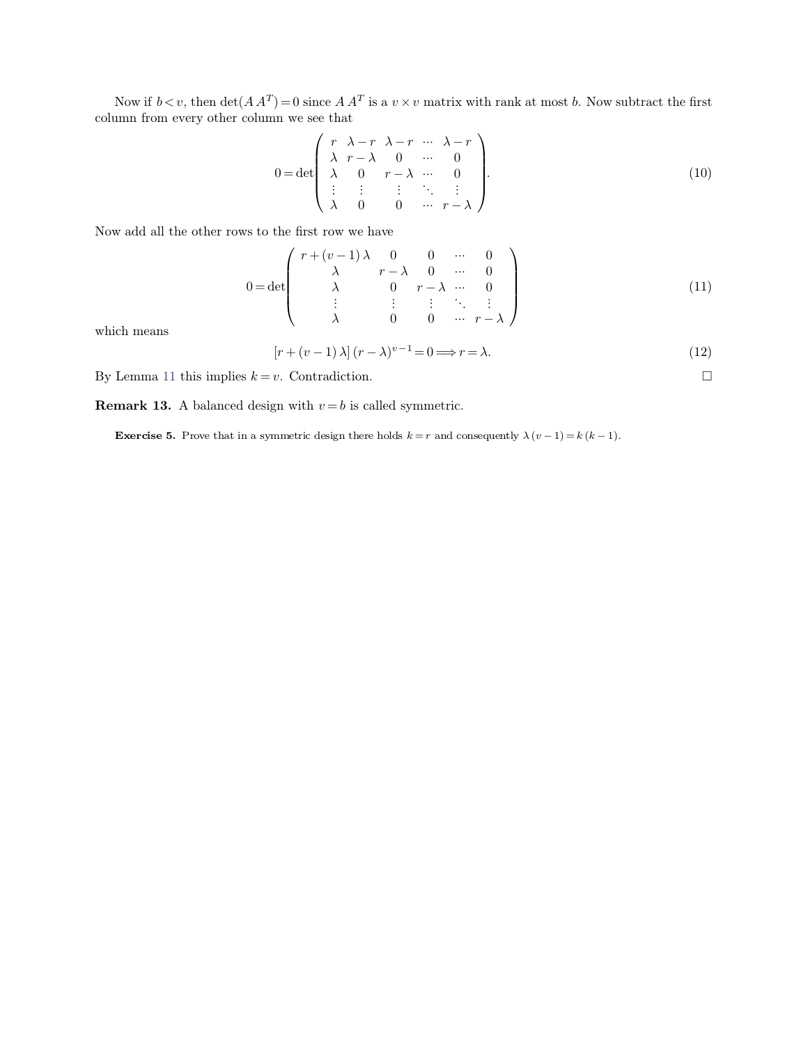Now if $b < v$, then $\det(A\,A^T) = 0$ since $A\,A^T$ is a $v \times v$ matrix with rank at most $b$. Now subtract the first column from every other column we see that

$$0 = \det\begin{pmatrix} r & \lambda - r & \lambda - r & \cdots & \lambda - r \\ \lambda & r - \lambda & 0 & \cdots & 0 \\ \lambda & 0 & r - \lambda & \cdots & 0 \\ \vdots & \vdots & \vdots & \ddots & \vdots \\ \lambda & 0 & 0 & \cdots & r - \lambda \end{pmatrix}. \tag{10}$$

Now add all the other rows to the first row we have

$$0 = \det\begin{pmatrix} r + (v-1)\,\lambda & 0 & 0 & \cdots & 0 \\ \lambda & r - \lambda & 0 & \cdots & 0 \\ \lambda & 0 & r - \lambda & \cdots & 0 \\ \vdots & \vdots & \vdots & \ddots & \vdots \\ \lambda & 0 & 0 & \cdots & r - \lambda \end{pmatrix} \tag{11}$$

which means

$$[r + (v-1)\,\lambda]\,(r - \lambda)^{v-1} = 0 \Longrightarrow r = \lambda. \tag{12}$$

By Lemma 11 this implies $k = v$. Contradiction. □

**Remark 13.** A balanced design with $v = b$ is called symmetric.

**Exercise 5.** Prove that in a symmetric design there holds $k = r$ and consequently $\lambda\,(v-1) = k\,(k-1)$.